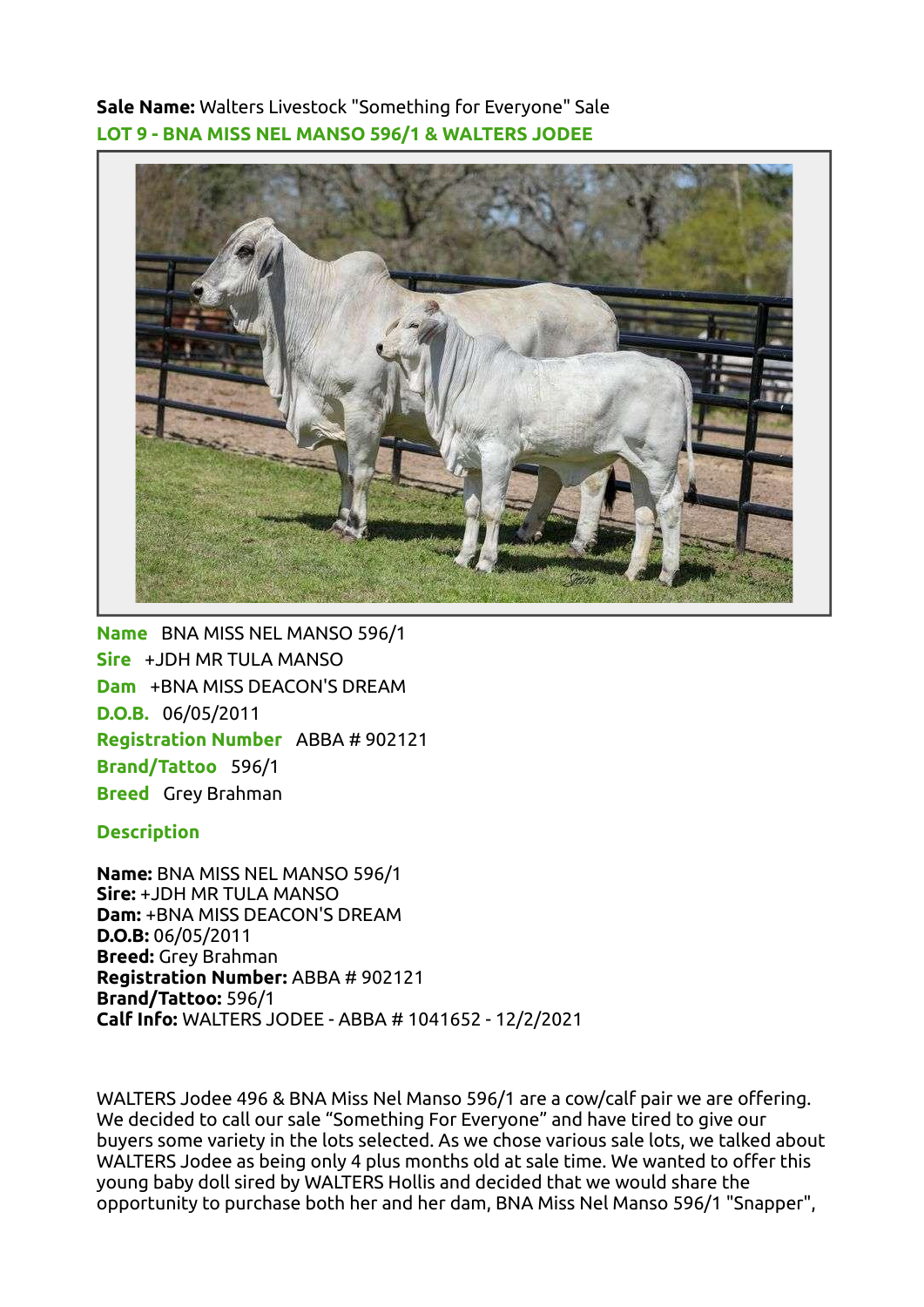**Sale Name:** Walters Livestock "Something for Everyone" Sale

## LOT 9 - BNA MISS NEL MANSO 596/1 & WALTERS JODEE

**Name** BNA MISS NEL MANSO 596/1
**Sire** +JDH MR TULA MANSO
**Dam** +BNA MISS DEACON'S DREAM
**D.O.B.** 06/05/2011
**Registration Number** ABBA # 902121
**Brand/Tattoo** 596/1
**Breed** Grey Brahman

### Description

**Name:** BNA MISS NEL MANSO 596/1
**Sire:** +JDH MR TULA MANSO
**Dam:** +BNA MISS DEACON'S DREAM
**D.O.B:** 06/05/2011
**Breed:** Grey Brahman
**Registration Number:** ABBA # 902121
**Brand/Tattoo:** 596/1
**Calf Info:** WALTERS JODEE - ABBA # 1041652 - 12/2/2021

WALTERS Jodee 496 & BNA Miss Nel Manso 596/1 are a cow/calf pair we are offering. We decided to call our sale "Something For Everyone" and have tired to give our buyers some variety in the lots selected. As we chose various sale lots, we talked about WALTERS Jodee as being only 4 plus months old at sale time. We wanted to offer this young baby doll sired by WALTERS Hollis and decided that we would share the opportunity to purchase both her and her dam, BNA Miss Nel Manso 596/1 "Snapper",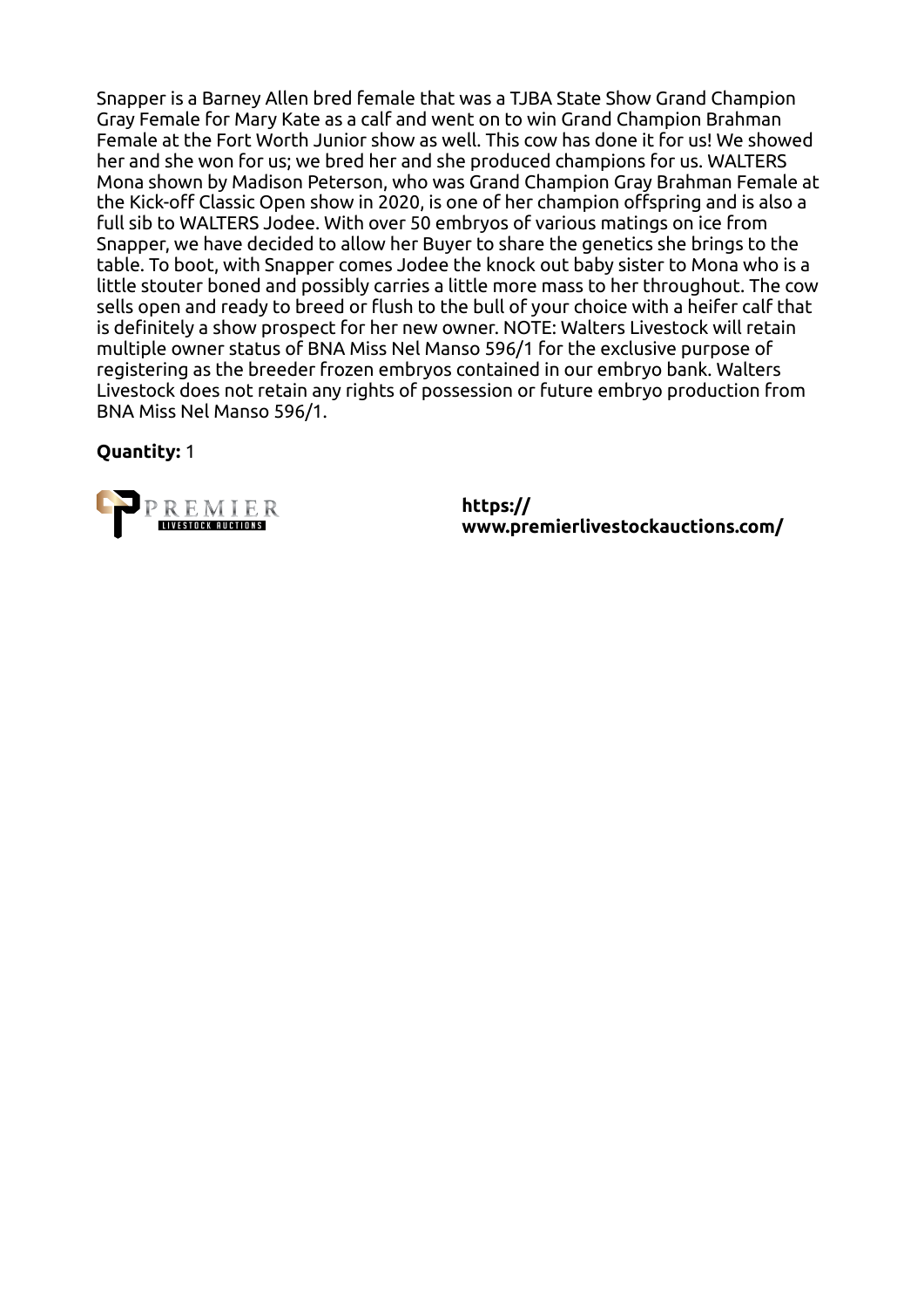Snapper is a Barney Allen bred female that was a TJBA State Show Grand Champion Gray Female for Mary Kate as a calf and went on to win Grand Champion Brahman Female at the Fort Worth Junior show as well. This cow has done it for us! We showed her and she won for us; we bred her and she produced champions for us. WALTERS Mona shown by Madison Peterson, who was Grand Champion Gray Brahman Female at the Kick-off Classic Open show in 2020, is one of her champion offspring and is also a full sib to WALTERS Jodee. With over 50 embryos of various matings on ice from Snapper, we have decided to allow her Buyer to share the genetics she brings to the table. To boot, with Snapper comes Jodee the knock out baby sister to Mona who is a little stouter boned and possibly carries a little more mass to her throughout. The cow sells open and ready to breed or flush to the bull of your choice with a heifer calf that is definitely a show prospect for her new owner. NOTE: Walters Livestock will retain multiple owner status of BNA Miss Nel Manso 596/1 for the exclusive purpose of registering as the breeder frozen embryos contained in our embryo bank. Walters Livestock does not retain any rights of possession or future embryo production from BNA Miss Nel Manso 596/1.

**Quantity:** 1

PREMIER LIVESTOCK AUCTIONS

**https://www.premierlivestockauctions.com/**